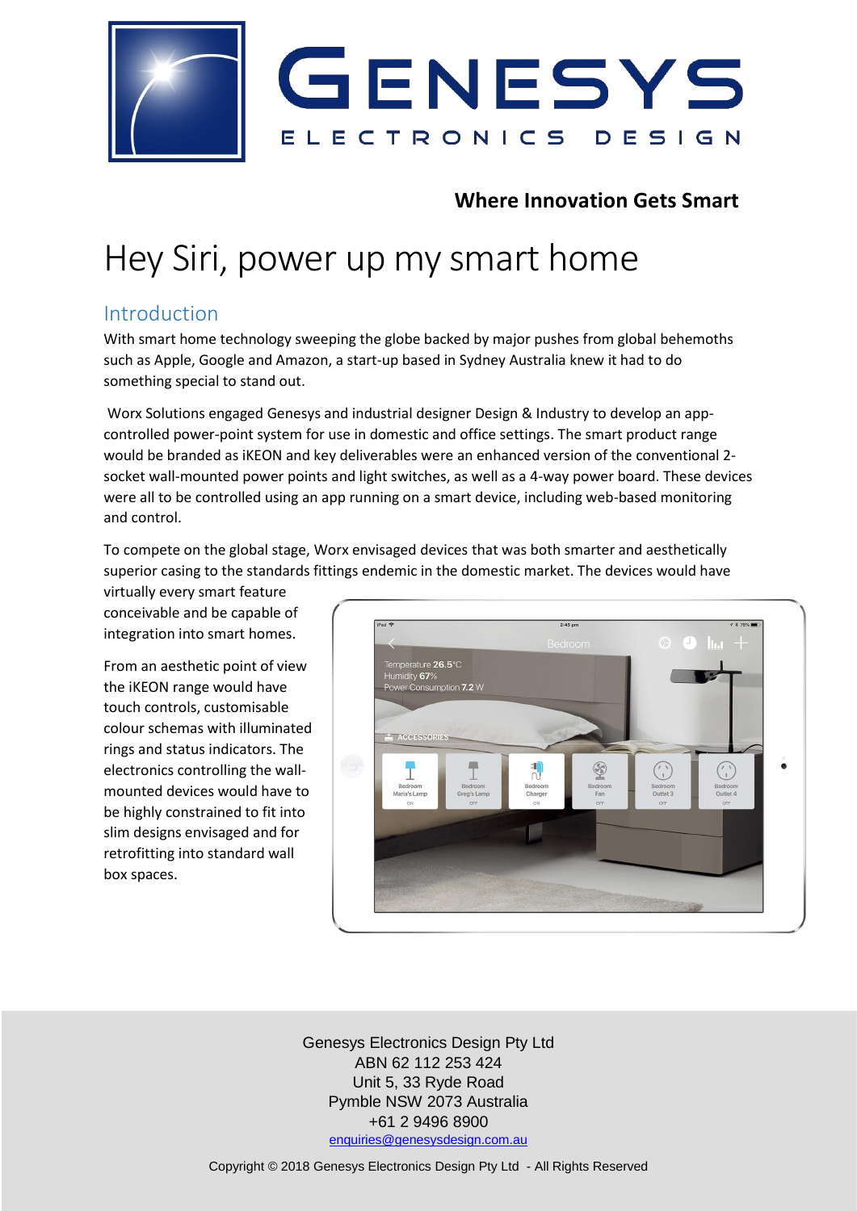# GENESYS

ELECTRONICS DESIGN

**Where Innovation Gets Smart**

# Hey Siri, power up my smart home

## Introduction

With smart home technology sweeping the globe backed by major pushes from global behemoths such as Apple, Google and Amazon, a start-up based in Sydney Australia knew it had to do something special to stand out.

Worx Solutions engaged Genesys and industrial designer Design & Industry to develop an app-controlled power-point system for use in domestic and office settings. The smart product range would be branded as iKEON and key deliverables were an enhanced version of the conventional 2-socket wall-mounted power points and light switches, as well as a 4-way power board. These devices were all to be controlled using an app running on a smart device, including web-based monitoring and control.

To compete on the global stage, Worx envisaged devices that was both smarter and aesthetically superior casing to the standards fittings endemic in the domestic market. The devices would have virtually every smart feature conceivable and be capable of integration into smart homes.

From an aesthetic point of view the iKEON range would have touch controls, customisable colour schemas with illuminated rings and status indicators. The electronics controlling the wall-mounted devices would have to be highly constrained to fit into slim designs envisaged and for retrofitting into standard wall box spaces.

Genesys Electronics Design Pty Ltd
ABN 62 112 253 424
Unit 5, 33 Ryde Road
Pymble NSW 2073 Australia
+61 2 9496 8900
enquiries@genesysdesign.com.au

Copyright © 2018 Genesys Electronics Design Pty Ltd - All Rights Reserved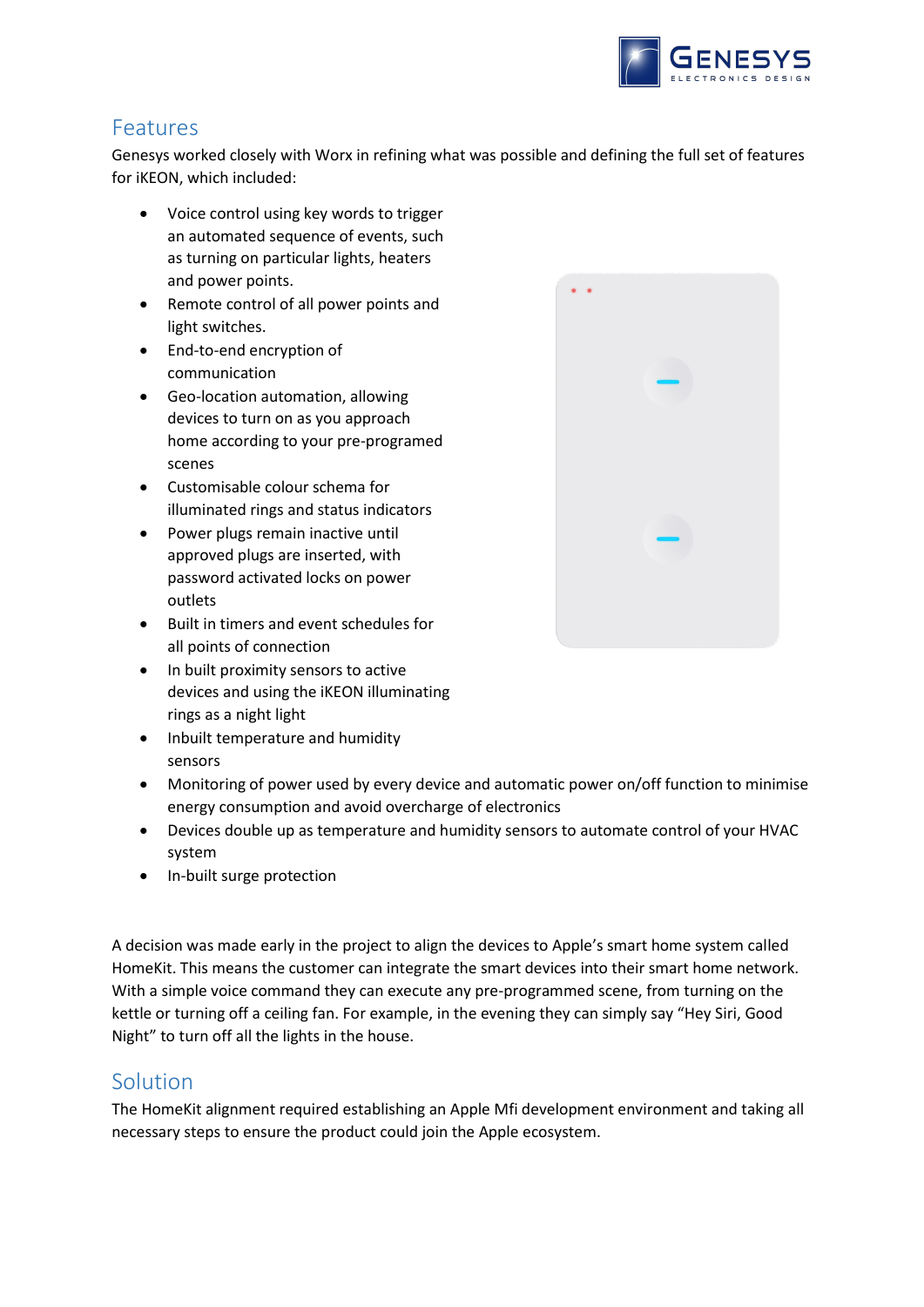## Features

Genesys worked closely with Worx in refining what was possible and defining the full set of features for iKEON, which included:

- Voice control using key words to trigger an automated sequence of events, such as turning on particular lights, heaters and power points.
- Remote control of all power points and light switches.
- End-to-end encryption of communication
- Geo-location automation, allowing devices to turn on as you approach home according to your pre-programed scenes
- Customisable colour schema for illuminated rings and status indicators
- Power plugs remain inactive until approved plugs are inserted, with password activated locks on power outlets
- Built in timers and event schedules for all points of connection
- In built proximity sensors to active devices and using the iKEON illuminating rings as a night light
- Inbuilt temperature and humidity sensors
- Monitoring of power used by every device and automatic power on/off function to minimise energy consumption and avoid overcharge of electronics
- Devices double up as temperature and humidity sensors to automate control of your HVAC system
- In-built surge protection

A decision was made early in the project to align the devices to Apple's smart home system called HomeKit. This means the customer can integrate the smart devices into their smart home network. With a simple voice command they can execute any pre-programmed scene, from turning on the kettle or turning off a ceiling fan. For example, in the evening they can simply say "Hey Siri, Good Night" to turn off all the lights in the house.

## Solution

The HomeKit alignment required establishing an Apple Mfi development environment and taking all necessary steps to ensure the product could join the Apple ecosystem.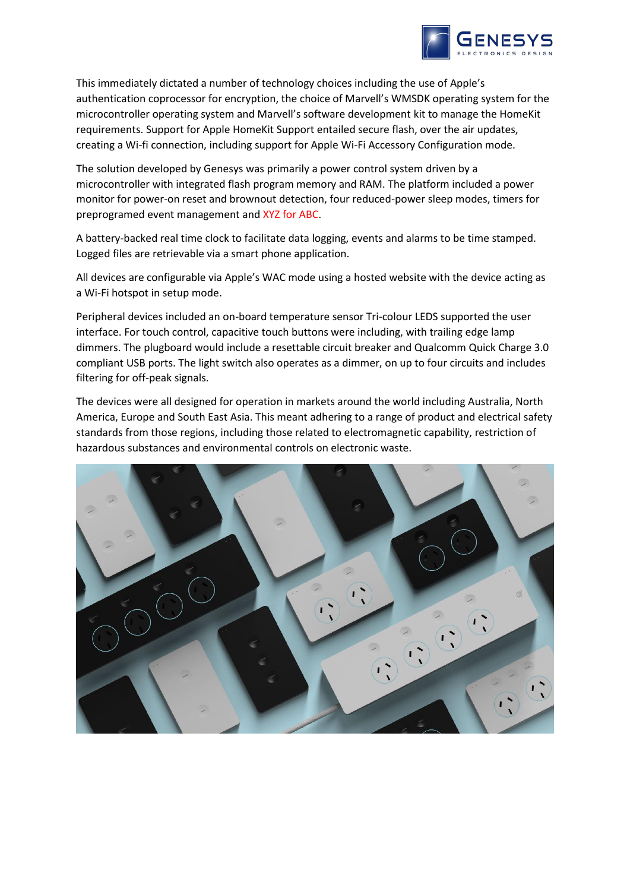This immediately dictated a number of technology choices including the use of Apple's authentication coprocessor for encryption, the choice of Marvell's WMSDK operating system for the microcontroller operating system and Marvell's software development kit to manage the HomeKit requirements. Support for Apple HomeKit Support entailed secure flash, over the air updates, creating a Wi-fi connection, including support for Apple Wi-Fi Accessory Configuration mode.

The solution developed by Genesys was primarily a power control system driven by a microcontroller with integrated flash program memory and RAM. The platform included a power monitor for power-on reset and brownout detection, four reduced-power sleep modes, timers for preprogramed event management and XYZ for ABC.

A battery-backed real time clock to facilitate data logging, events and alarms to be time stamped. Logged files are retrievable via a smart phone application.

All devices are configurable via Apple's WAC mode using a hosted website with the device acting as a Wi-Fi hotspot in setup mode.

Peripheral devices included an on-board temperature sensor Tri-colour LEDS supported the user interface. For touch control, capacitive touch buttons were including, with trailing edge lamp dimmers. The plugboard would include a resettable circuit breaker and Qualcomm Quick Charge 3.0 compliant USB ports. The light switch also operates as a dimmer, on up to four circuits and includes filtering for off-peak signals.

The devices were all designed for operation in markets around the world including Australia, North America, Europe and South East Asia. This meant adhering to a range of product and electrical safety standards from those regions, including those related to electromagnetic capability, restriction of hazardous substances and environmental controls on electronic waste.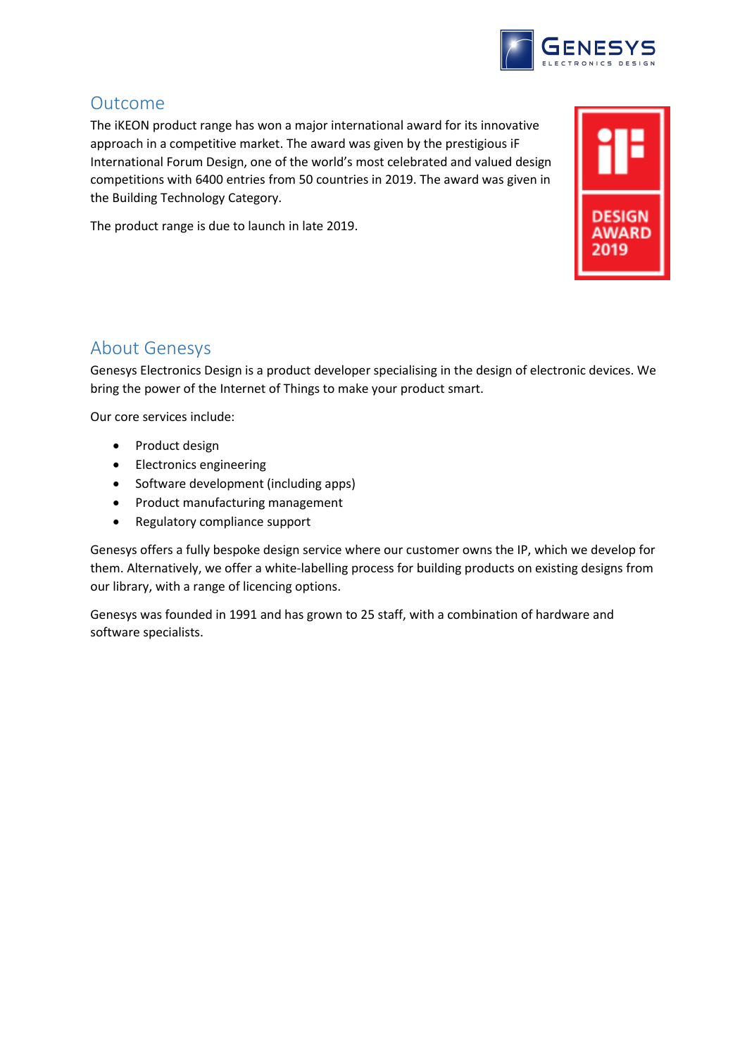## Outcome

The iKEON product range has won a major international award for its innovative approach in a competitive market. The award was given by the prestigious iF International Forum Design, one of the world's most celebrated and valued design competitions with 6400 entries from 50 countries in 2019. The award was given in the Building Technology Category.

The product range is due to launch in late 2019.

## About Genesys

Genesys Electronics Design is a product developer specialising in the design of electronic devices. We bring the power of the Internet of Things to make your product smart.

Our core services include:

- Product design
- Electronics engineering
- Software development (including apps)
- Product manufacturing management
- Regulatory compliance support

Genesys offers a fully bespoke design service where our customer owns the IP, which we develop for them. Alternatively, we offer a white-labelling process for building products on existing designs from our library, with a range of licencing options.

Genesys was founded in 1991 and has grown to 25 staff, with a combination of hardware and software specialists.